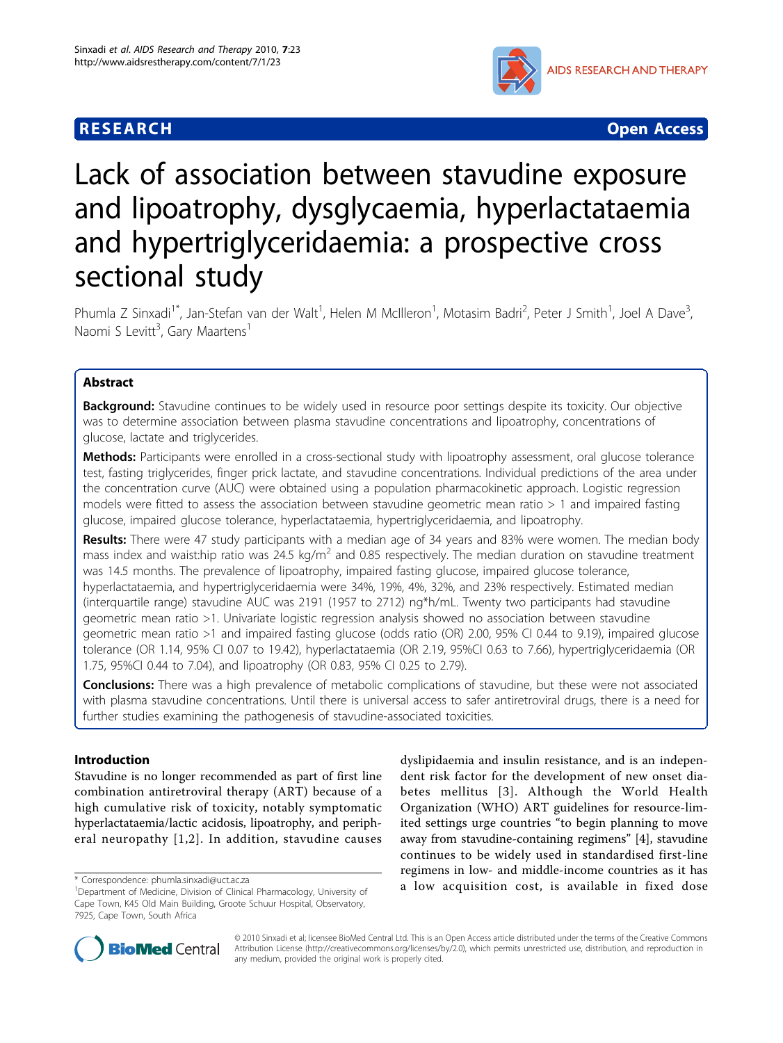RESEARCH Open Access

# Lack of association between stavudine exposure and lipoatrophy, dysglycaemia, hyperlactataemia and hypertriglyceridaemia: a prospective cross sectional study

Phumla Z Sinxadi[1*], Jan-Stefan van der Walt[1], Helen M McIlleron[1], Motasim Badri[2], Peter J Smith[1], Joel A Dave[3], Naomi S Levitt[3], Gary Maartens[1]

## Abstract

**Background:** Stavudine continues to be widely used in resource poor settings despite its toxicity. Our objective was to determine association between plasma stavudine concentrations and lipoatrophy, concentrations of glucose, lactate and triglycerides.

**Methods:** Participants were enrolled in a cross-sectional study with lipoatrophy assessment, oral glucose tolerance test, fasting triglycerides, finger prick lactate, and stavudine concentrations. Individual predictions of the area under the concentration curve (AUC) were obtained using a population pharmacokinetic approach. Logistic regression models were fitted to assess the association between stavudine geometric mean ratio > 1 and impaired fasting glucose, impaired glucose tolerance, hyperlactataemia, hypertriglyceridaemia, and lipoatrophy.

**Results:** There were 47 study participants with a median age of 34 years and 83% were women. The median body mass index and waist:hip ratio was 24.5 kg/m$^2$ and 0.85 respectively. The median duration on stavudine treatment was 14.5 months. The prevalence of lipoatrophy, impaired fasting glucose, impaired glucose tolerance, hyperlactataemia, and hypertriglyceridaemia were 34%, 19%, 4%, 32%, and 23% respectively. Estimated median (interquartile range) stavudine AUC was 2191 (1957 to 2712) ng*h/mL. Twenty two participants had stavudine geometric mean ratio >1. Univariate logistic regression analysis showed no association between stavudine geometric mean ratio >1 and impaired fasting glucose (odds ratio (OR) 2.00, 95% CI 0.44 to 9.19), impaired glucose tolerance (OR 1.14, 95% CI 0.07 to 19.42), hyperlactataemia (OR 2.19, 95%CI 0.63 to 7.66), hypertriglyceridaemia (OR 1.75, 95%CI 0.44 to 7.04), and lipoatrophy (OR 0.83, 95% CI 0.25 to 2.79).

**Conclusions:** There was a high prevalence of metabolic complications of stavudine, but these were not associated with plasma stavudine concentrations. Until there is universal access to safer antiretroviral drugs, there is a need for further studies examining the pathogenesis of stavudine-associated toxicities.

## Introduction

Stavudine is no longer recommended as part of first line combination antiretroviral therapy (ART) because of a high cumulative risk of toxicity, notably symptomatic hyperlactataemia/lactic acidosis, lipoatrophy, and peripheral neuropathy [1,2]. In addition, stavudine causes dyslipidaemia and insulin resistance, and is an independent risk factor for the development of new onset diabetes mellitus [3]. Although the World Health Organization (WHO) ART guidelines for resource-limited settings urge countries "to begin planning to move away from stavudine-containing regimens" [4], stavudine continues to be widely used in standardised first-line regimens in low- and middle-income countries as it has a low acquisition cost, is available in fixed dose

* Correspondence: phumla.sinxadi@uct.ac.za
[1]Department of Medicine, Division of Clinical Pharmacology, University of Cape Town, K45 Old Main Building, Groote Schuur Hospital, Observatory, 7925, Cape Town, South Africa

© 2010 Sinxadi et al; licensee BioMed Central Ltd. This is an Open Access article distributed under the terms of the Creative Commons Attribution License (http://creativecommons.org/licenses/by/2.0), which permits unrestricted use, distribution, and reproduction in any medium, provided the original work is properly cited.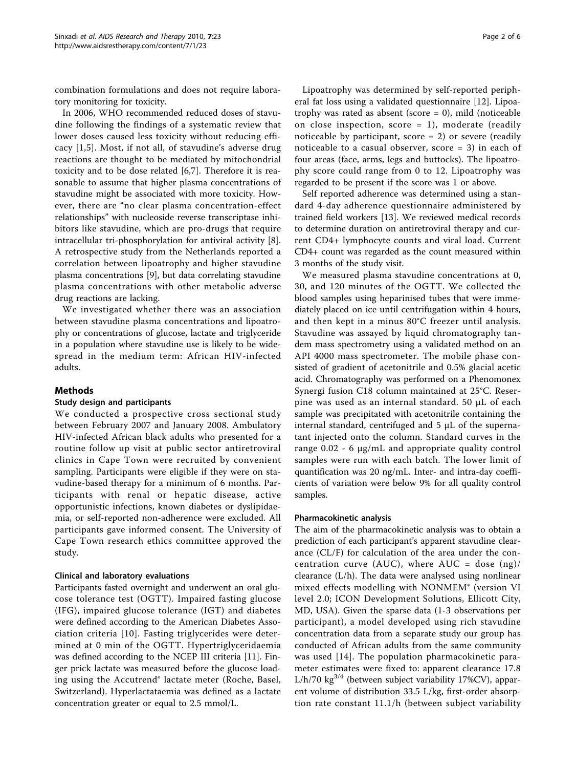combination formulations and does not require laboratory monitoring for toxicity.

In 2006, WHO recommended reduced doses of stavudine following the findings of a systematic review that lower doses caused less toxicity without reducing efficacy [1,5]. Most, if not all, of stavudine's adverse drug reactions are thought to be mediated by mitochondrial toxicity and to be dose related [6,7]. Therefore it is reasonable to assume that higher plasma concentrations of stavudine might be associated with more toxicity. However, there are "no clear plasma concentration-effect relationships" with nucleoside reverse transcriptase inhibitors like stavudine, which are pro-drugs that require intracellular tri-phosphorylation for antiviral activity [8]. A retrospective study from the Netherlands reported a correlation between lipoatrophy and higher stavudine plasma concentrations [9], but data correlating stavudine plasma concentrations with other metabolic adverse drug reactions are lacking.

We investigated whether there was an association between stavudine plasma concentrations and lipoatrophy or concentrations of glucose, lactate and triglyceride in a population where stavudine use is likely to be widespread in the medium term: African HIV-infected adults.

## Methods

### Study design and participants

We conducted a prospective cross sectional study between February 2007 and January 2008. Ambulatory HIV-infected African black adults who presented for a routine follow up visit at public sector antiretroviral clinics in Cape Town were recruited by convenient sampling. Participants were eligible if they were on stavudine-based therapy for a minimum of 6 months. Participants with renal or hepatic disease, active opportunistic infections, known diabetes or dyslipidaemia, or self-reported non-adherence were excluded. All participants gave informed consent. The University of Cape Town research ethics committee approved the study.

### Clinical and laboratory evaluations

Participants fasted overnight and underwent an oral glucose tolerance test (OGTT). Impaired fasting glucose (IFG), impaired glucose tolerance (IGT) and diabetes were defined according to the American Diabetes Association criteria [10]. Fasting triglycerides were determined at 0 min of the OGTT. Hypertriglyceridaemia was defined according to the NCEP III criteria [11]. Finger prick lactate was measured before the glucose loading using the Accutrend® lactate meter (Roche, Basel, Switzerland). Hyperlactataemia was defined as a lactate concentration greater or equal to 2.5 mmol/L.

Lipoatrophy was determined by self-reported peripheral fat loss using a validated questionnaire [12]. Lipoatrophy was rated as absent (score = 0), mild (noticeable on close inspection, score = 1), moderate (readily noticeable by participant, score = 2) or severe (readily noticeable to a casual observer, score = 3) in each of four areas (face, arms, legs and buttocks). The lipoatrophy score could range from 0 to 12. Lipoatrophy was regarded to be present if the score was 1 or above.

Self reported adherence was determined using a standard 4-day adherence questionnaire administered by trained field workers [13]. We reviewed medical records to determine duration on antiretroviral therapy and current CD4+ lymphocyte counts and viral load. Current CD4+ count was regarded as the count measured within 3 months of the study visit.

We measured plasma stavudine concentrations at 0, 30, and 120 minutes of the OGTT. We collected the blood samples using heparinised tubes that were immediately placed on ice until centrifugation within 4 hours, and then kept in a minus 80°C freezer until analysis. Stavudine was assayed by liquid chromatography tandem mass spectrometry using a validated method on an API 4000 mass spectrometer. The mobile phase consisted of gradient of acetonitrile and 0.5% glacial acetic acid. Chromatography was performed on a Phenomonex Synergi fusion C18 column maintained at 25°C. Reserpine was used as an internal standard. 50 μL of each sample was precipitated with acetonitrile containing the internal standard, centrifuged and 5 μL of the supernatant injected onto the column. Standard curves in the range 0.02 - 6 μg/mL and appropriate quality control samples were run with each batch. The lower limit of quantification was 20 ng/mL. Inter- and intra-day coefficients of variation were below 9% for all quality control samples.

### Pharmacokinetic analysis

The aim of the pharmacokinetic analysis was to obtain a prediction of each participant's apparent stavudine clearance (CL/F) for calculation of the area under the concentration curve (AUC), where AUC = dose (ng)/clearance (L/h). The data were analysed using nonlinear mixed effects modelling with NONMEM® (version VI level 2.0; ICON Development Solutions, Ellicott City, MD, USA). Given the sparse data (1-3 observations per participant), a model developed using rich stavudine concentration data from a separate study our group has conducted of African adults from the same community was used [14]. The population pharmacokinetic parameter estimates were fixed to: apparent clearance 17.8 L/h/70 $kg^{3/4}$ (between subject variability 17%CV), apparent volume of distribution 33.5 L/kg, first-order absorption rate constant 11.1/h (between subject variability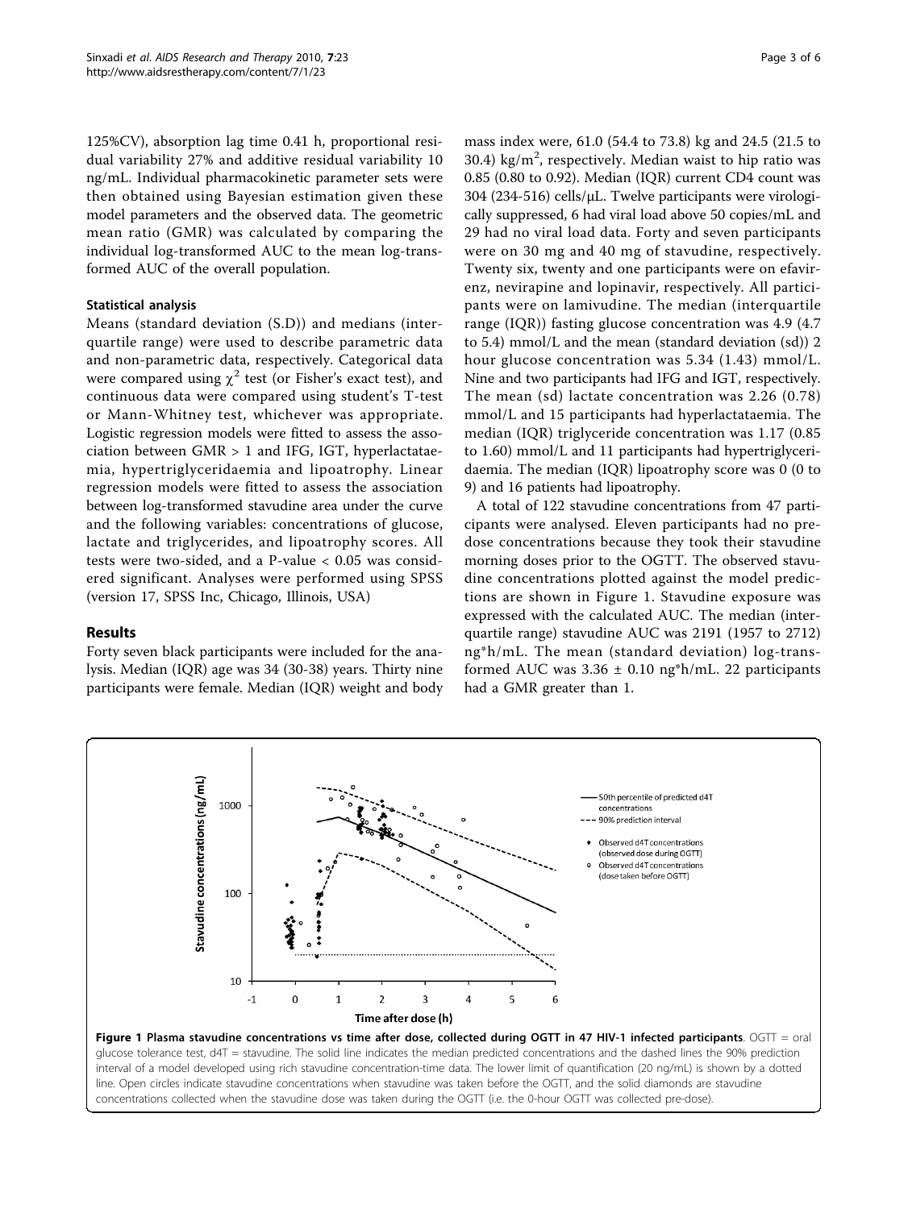125%CV), absorption lag time 0.41 h, proportional residual variability 27% and additive residual variability 10 ng/mL. Individual pharmacokinetic parameter sets were then obtained using Bayesian estimation given these model parameters and the observed data. The geometric mean ratio (GMR) was calculated by comparing the individual log-transformed AUC to the mean log-transformed AUC of the overall population.

### Statistical analysis

Means (standard deviation (S.D)) and medians (interquartile range) were used to describe parametric data and non-parametric data, respectively. Categorical data were compared using $\chi^2$ test (or Fisher's exact test), and continuous data were compared using student's T-test or Mann-Whitney test, whichever was appropriate. Logistic regression models were fitted to assess the association between GMR > 1 and IFG, IGT, hyperlactataemia, hypertriglyceridaemia and lipoatrophy. Linear regression models were fitted to assess the association between log-transformed stavudine area under the curve and the following variables: concentrations of glucose, lactate and triglycerides, and lipoatrophy scores. All tests were two-sided, and a P-value < 0.05 was considered significant. Analyses were performed using SPSS (version 17, SPSS Inc, Chicago, Illinois, USA)

## Results

Forty seven black participants were included for the analysis. Median (IQR) age was 34 (30-38) years. Thirty nine participants were female. Median (IQR) weight and body mass index were, 61.0 (54.4 to 73.8) kg and 24.5 (21.5 to 30.4) kg/m$^2$, respectively. Median waist to hip ratio was 0.85 (0.80 to 0.92). Median (IQR) current CD4 count was 304 (234-516) cells/μL. Twelve participants were virologically suppressed, 6 had viral load above 50 copies/mL and 29 had no viral load data. Forty and seven participants were on 30 mg and 40 mg of stavudine, respectively. Twenty six, twenty and one participants were on efavirenz, nevirapine and lopinavir, respectively. All participants were on lamivudine. The median (interquartile range (IQR)) fasting glucose concentration was 4.9 (4.7 to 5.4) mmol/L and the mean (standard deviation (sd)) 2 hour glucose concentration was 5.34 (1.43) mmol/L. Nine and two participants had IFG and IGT, respectively. The mean (sd) lactate concentration was 2.26 (0.78) mmol/L and 15 participants had hyperlactataemia. The median (IQR) triglyceride concentration was 1.17 (0.85 to 1.60) mmol/L and 11 participants had hypertriglyceridaemia. The median (IQR) lipoatrophy score was 0 (0 to 9) and 16 patients had lipoatrophy.

A total of 122 stavudine concentrations from 47 participants were analysed. Eleven participants had no predose concentrations because they took their stavudine morning doses prior to the OGTT. The observed stavudine concentrations plotted against the model predictions are shown in Figure 1. Stavudine exposure was expressed with the calculated AUC. The median (interquartile range) stavudine AUC was 2191 (1957 to 2712) ng*h/mL. The mean (standard deviation) log-transformed AUC was 3.36 ± 0.10 ng*h/mL. 22 participants had a GMR greater than 1.

**Figure 1 Plasma stavudine concentrations vs time after dose, collected during OGTT in 47 HIV-1 infected participants**. OGTT = oral glucose tolerance test, d4T = stavudine. The solid line indicates the median predicted concentrations and the dashed lines the 90% prediction interval of a model developed using rich stavudine concentration-time data. The lower limit of quantification (20 ng/mL) is shown by a dotted line. Open circles indicate stavudine concentrations when stavudine was taken before the OGTT, and the solid diamonds are stavudine concentrations collected when the stavudine dose was taken during the OGTT (i.e. the 0-hour OGTT was collected pre-dose).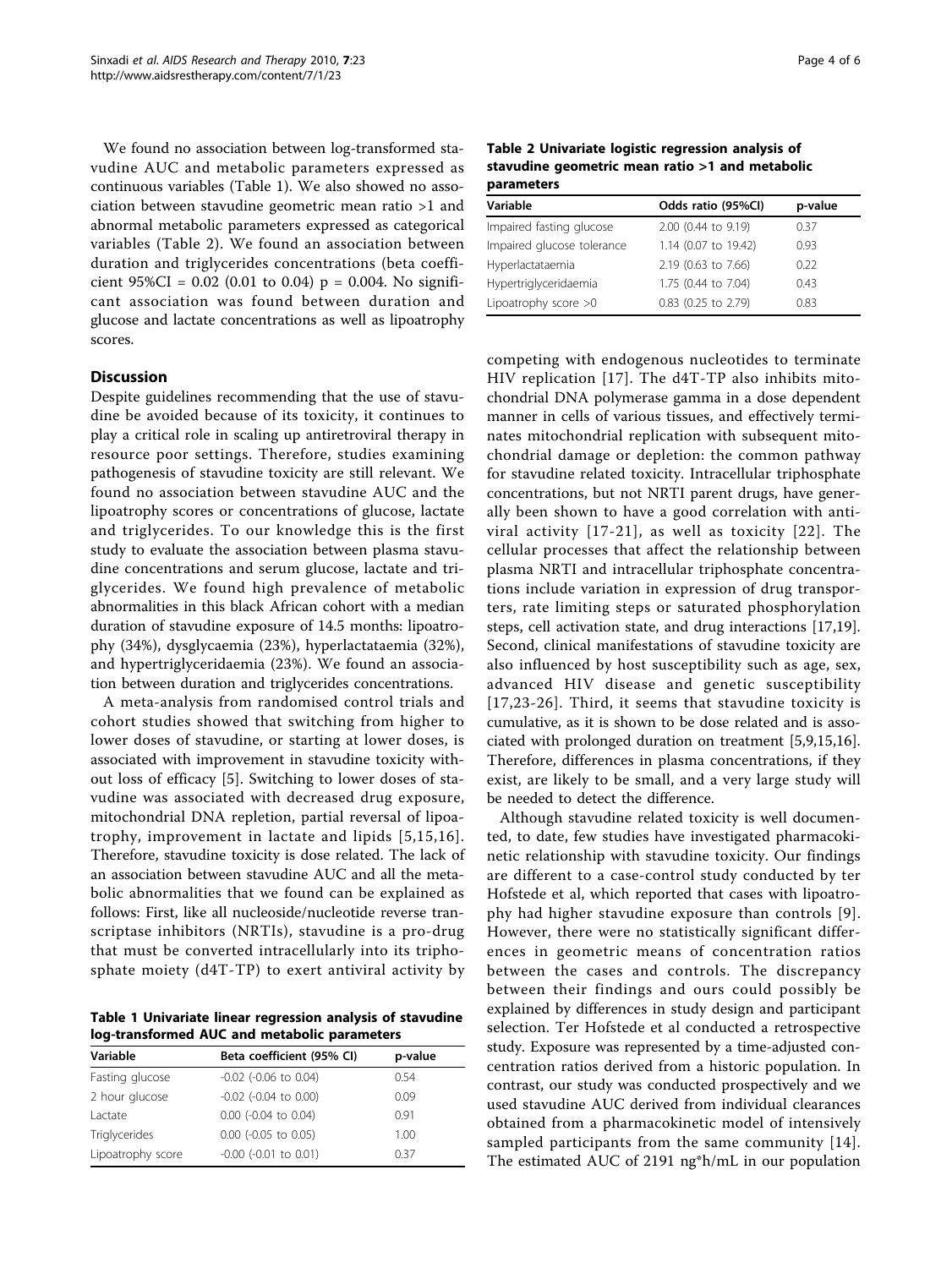We found no association between log-transformed stavudine AUC and metabolic parameters expressed as continuous variables (Table 1). We also showed no association between stavudine geometric mean ratio >1 and abnormal metabolic parameters expressed as categorical variables (Table 2). We found an association between duration and triglycerides concentrations (beta coefficient 95%CI = 0.02 (0.01 to 0.04) p = 0.004. No significant association was found between duration and glucose and lactate concentrations as well as lipoatrophy scores.

## Discussion

Despite guidelines recommending that the use of stavudine be avoided because of its toxicity, it continues to play a critical role in scaling up antiretroviral therapy in resource poor settings. Therefore, studies examining pathogenesis of stavudine toxicity are still relevant. We found no association between stavudine AUC and the lipoatrophy scores or concentrations of glucose, lactate and triglycerides. To our knowledge this is the first study to evaluate the association between plasma stavudine concentrations and serum glucose, lactate and triglycerides. We found high prevalence of metabolic abnormalities in this black African cohort with a median duration of stavudine exposure of 14.5 months: lipoatrophy (34%), dysglycaemia (23%), hyperlactataemia (32%), and hypertriglyceridaemia (23%). We found an association between duration and triglycerides concentrations.

A meta-analysis from randomised control trials and cohort studies showed that switching from higher to lower doses of stavudine, or starting at lower doses, is associated with improvement in stavudine toxicity without loss of efficacy [5]. Switching to lower doses of stavudine was associated with decreased drug exposure, mitochondrial DNA repletion, partial reversal of lipoatrophy, improvement in lactate and lipids [5,15,16]. Therefore, stavudine toxicity is dose related. The lack of an association between stavudine AUC and all the metabolic abnormalities that we found can be explained as follows: First, like all nucleoside/nucleotide reverse transcriptase inhibitors (NRTIs), stavudine is a pro-drug that must be converted intracellularly into its triphosphate moiety (d4T-TP) to exert antiviral activity by competing with endogenous nucleotides to terminate HIV replication [17]. The d4T-TP also inhibits mitochondrial DNA polymerase gamma in a dose dependent manner in cells of various tissues, and effectively terminates mitochondrial replication with subsequent mitochondrial damage or depletion: the common pathway for stavudine related toxicity. Intracellular triphosphate concentrations, but not NRTI parent drugs, have generally been shown to have a good correlation with antiviral activity [17-21], as well as toxicity [22]. The cellular processes that affect the relationship between plasma NRTI and intracellular triphosphate concentrations include variation in expression of drug transporters, rate limiting steps or saturated phosphorylation steps, cell activation state, and drug interactions [17,19]. Second, clinical manifestations of stavudine toxicity are also influenced by host susceptibility such as age, sex, advanced HIV disease and genetic susceptibility [17,23-26]. Third, it seems that stavudine toxicity is cumulative, as it is shown to be dose related and is associated with prolonged duration on treatment [5,9,15,16]. Therefore, differences in plasma concentrations, if they exist, are likely to be small, and a very large study will be needed to detect the difference.

**Table 1 Univariate linear regression analysis of stavudine log-transformed AUC and metabolic parameters**

| Variable | Beta coefficient (95% CI) | p-value |
|---|---|---|
| Fasting glucose | -0.02 (-0.06 to 0.04) | 0.54 |
| 2 hour glucose | -0.02 (-0.04 to 0.00) | 0.09 |
| Lactate | 0.00 (-0.04 to 0.04) | 0.91 |
| Triglycerides | 0.00 (-0.05 to 0.05) | 1.00 |
| Lipoatrophy score | -0.00 (-0.01 to 0.01) | 0.37 |

**Table 2 Univariate logistic regression analysis of stavudine geometric mean ratio >1 and metabolic parameters**

| Variable | Odds ratio (95%CI) | p-value |
|---|---|---|
| Impaired fasting glucose | 2.00 (0.44 to 9.19) | 0.37 |
| Impaired glucose tolerance | 1.14 (0.07 to 19.42) | 0.93 |
| Hyperlactataemia | 2.19 (0.63 to 7.66) | 0.22 |
| Hypertriglyceridaemia | 1.75 (0.44 to 7.04) | 0.43 |
| Lipoatrophy score >0 | 0.83 (0.25 to 2.79) | 0.83 |

Although stavudine related toxicity is well documented, to date, few studies have investigated pharmacokinetic relationship with stavudine toxicity. Our findings are different to a case-control study conducted by ter Hofstede et al, which reported that cases with lipoatrophy had higher stavudine exposure than controls [9]. However, there were no statistically significant differences in geometric means of concentration ratios between the cases and controls. The discrepancy between their findings and ours could possibly be explained by differences in study design and participant selection. Ter Hofstede et al conducted a retrospective study. Exposure was represented by a time-adjusted concentration ratios derived from a historic population. In contrast, our study was conducted prospectively and we used stavudine AUC derived from individual clearances obtained from a pharmacokinetic model of intensively sampled participants from the same community [14]. The estimated AUC of 2191 ng*h/mL in our population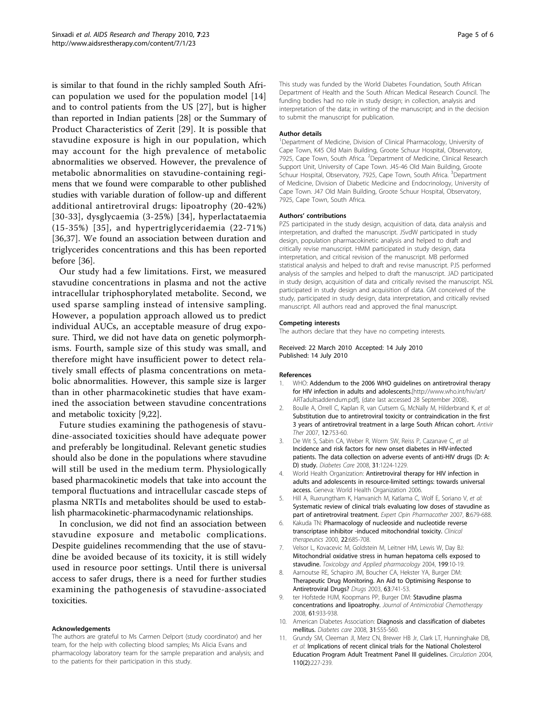is similar to that found in the richly sampled South African population we used for the population model [14] and to control patients from the US [27], but is higher than reported in Indian patients [28] or the Summary of Product Characteristics of Zerit [29]. It is possible that stavudine exposure is high in our population, which may account for the high prevalence of metabolic abnormalities we observed. However, the prevalence of metabolic abnormalities on stavudine-containing regimens that we found were comparable to other published studies with variable duration of follow-up and different additional antiretroviral drugs: lipoatrophy (20-42%) [30-33], dysglycaemia (3-25%) [34], hyperlactataemia (15-35%) [35], and hypertriglyceridaemia (22-71%) [36,37]. We found an association between duration and triglycerides concentrations and this has been reported before [36].

Our study had a few limitations. First, we measured stavudine concentrations in plasma and not the active intracellular triphosphorylated metabolite. Second, we used sparse sampling instead of intensive sampling. However, a population approach allowed us to predict individual AUCs, an acceptable measure of drug exposure. Third, we did not have data on genetic polymorphisms. Fourth, sample size of this study was small, and therefore might have insufficient power to detect relatively small effects of plasma concentrations on metabolic abnormalities. However, this sample size is larger than in other pharmacokinetic studies that have examined the association between stavudine concentrations and metabolic toxicity [9,22].

Future studies examining the pathogenesis of stavudine-associated toxicities should have adequate power and preferably be longitudinal. Relevant genetic studies should also be done in the populations where stavudine will still be used in the medium term. Physiologically based pharmacokinetic models that take into account the temporal fluctuations and intracellular cascade steps of plasma NRTIs and metabolites should be used to establish pharmacokinetic-pharmacodynamic relationships.

In conclusion, we did not find an association between stavudine exposure and metabolic complications. Despite guidelines recommending that the use of stavudine be avoided because of its toxicity, it is still widely used in resource poor settings. Until there is universal access to safer drugs, there is a need for further studies examining the pathogenesis of stavudine-associated toxicities.

#### Acknowledgements

The authors are grateful to Ms Carmen Delport (study coordinator) and her team, for the help with collecting blood samples; Ms Alicia Evans and pharmacology laboratory team for the sample preparation and analysis; and to the patients for their participation in this study.

This study was funded by the World Diabetes Foundation, South African Department of Health and the South African Medical Research Council. The funding bodies had no role in study design; in collection, analysis and interpretation of the data; in writing of the manuscript; and in the decision to submit the manuscript for publication.

#### Author details

[1]Department of Medicine, Division of Clinical Pharmacology, University of Cape Town, K45 Old Main Building, Groote Schuur Hospital, Observatory, 7925, Cape Town, South Africa. [2]Department of Medicine, Clinical Research Support Unit, University of Cape Town. J45-46 Old Main Building, Groote Schuur Hospital, Observatory, 7925, Cape Town, South Africa. [3]Department of Medicine, Division of Diabetic Medicine and Endocrinology, University of Cape Town. J47 Old Main Building, Groote Schuur Hospital, Observatory, 7925, Cape Town, South Africa.

#### Authors' contributions

PZS participated in the study design, acquisition of data, data analysis and interpretation, and drafted the manuscript. JSvdW participated in study design, population pharmacokinetic analysis and helped to draft and critically revise manuscript. HMM participated in study design, data interpretation, and critical revision of the manuscript. MB performed statistical analysis and helped to draft and revise manuscript. PJS performed analysis of the samples and helped to draft the manuscript. JAD participated in study design, acquisition of data and critically revised the manuscript. NSL participated in study design and acquisition of data. GM conceived of the study, participated in study design, data interpretation, and critically revised manuscript. All authors read and approved the final manuscript.

#### Competing interests

The authors declare that they have no competing interests.

Received: 22 March 2010 Accepted: 14 July 2010
Published: 14 July 2010

#### References

1. WHO: **Addendum to the 2006 WHO guidelines on antiretroviral therapy for HIV infection in adults and adolescents.**[http://www.who.int/hiv/art/ARTadultsaddendum.pdf], (date last accessed 28 September 2008)..
2. Boulle A, Orrell C, Kaplan R, van Cutsem G, McNally M, Hilderbrand K, *et al*: **Substitution due to antiretroviral toxicity or contraindication in the first 3 years of antiretroviral treatment in a large South African cohort.** *Antivir Ther* 2007, **12**:753-60.
3. De Wit S, Sabin CA, Weber R, Worm SW, Reiss P, Cazanave C, *et al*: **Incidence and risk factors for new onset diabetes in HIV-infected patients. The data collection on adverse events of anti-HIV drugs (D: A: D) study.** *Diabetes Care* 2008, **31**:1224-1229.
4. World Health Organization: **Antiretroviral therapy for HIV infection in adults and adolescents in resource-limited settings: towards universal access.** Geneva: World Health Organization 2006.
5. Hill A, Ruxrungtham K, Hanvanich M, Katlama C, Wolf E, Soriano V, *et al*: **Systematic review of clinical trials evaluating low doses of stavudine as part of antiretroviral treatment.** *Expert Opin Pharmacother* 2007, **8**:679-688.
6. Kakuda TN: **Pharmacology of nucleoside and nucleotide reverse transcriptase inhibitor -induced mitochondrial toxicity.** *Clinical therapeutics* 2000, **22**:685-708.
7. Velsor L, Kovacevic M, Goldstein M, Leitner HM, Lewis W, Day BJ: **Mitochondrial oxidative stress in human hepatoma cells exposed to stavudine.** *Toxicology and Applied pharmacology* 2004, **199**:10-19.
8. Aarnoutse RE, Schapiro JM, Boucher CA, Hekster YA, Burger DM: **Therapeutic Drug Monitoring. An Aid to Optimising Response to Antiretroviral Drugs?** *Drugs* 2003, **63**:741-53.
9. ter Hofstede HJM, Koopmans PP, Burger DM: **Stavudine plasma concentrations and lipoatrophy.** *Journal of Antimicrobial Chemotherapy* 2008, **61**:933-938.
10. American Diabetes Association: **Diagnosis and classification of diabetes mellitus.** *Diabetes care* 2008, **31**:S55-S60.
11. Grundy SM, Cleeman JI, Merz CN, Brewer HB Jr, Clark LT, Hunninghake DB, *et al*: **Implications of recent clinical trials for the National Cholesterol Education Program Adult Treatment Panel III guidelines.** *Circulation* 2004, **110(2)**:227-239.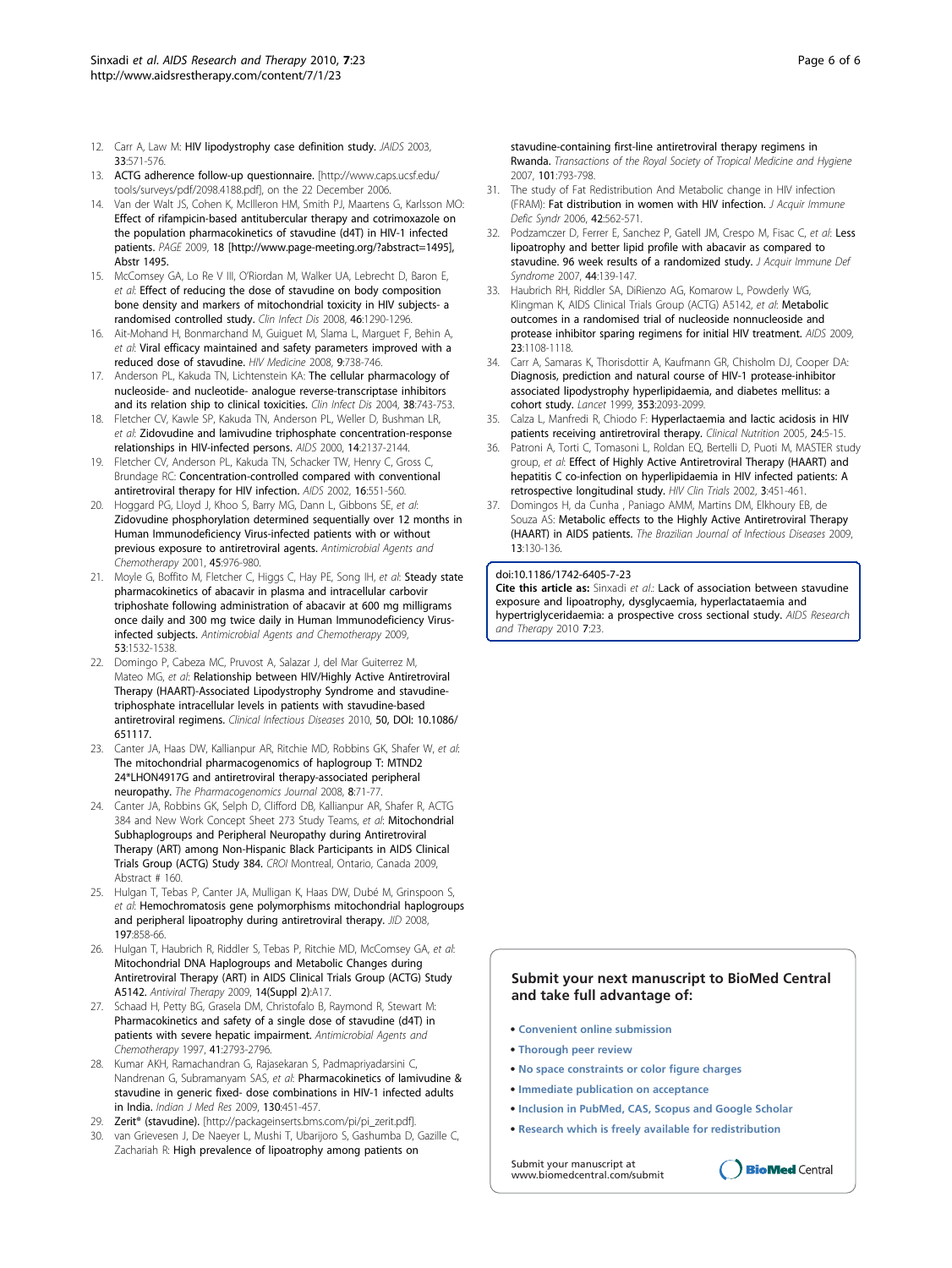12. Carr A, Law M: **HIV lipodystrophy case definition study.** *JAIDS* 2003, **33**:571-576.
13. **ACTG adherence follow-up questionnaire.** [http://www.caps.ucsf.edu/tools/surveys/pdf/2098.4188.pdf], on the 22 December 2006.
14. Van der Walt JS, Cohen K, McIlleron HM, Smith PJ, Maartens G, Karlsson MO: **Effect of rifampicin-based antitubercular therapy and cotrimoxazole on the population pharmacokinetics of stavudine (d4T) in HIV-1 infected patients.** *PAGE* 2009, 18 [http://www.page-meeting.org/?abstract=1495], Abstr 1495.
15. McComsey GA, Lo Re V III, O'Riordan M, Walker UA, Lebrecht D, Baron E, *et al*: **Effect of reducing the dose of stavudine on body composition bone density and markers of mitochondrial toxicity in HIV subjects- a randomised controlled study.** *Clin Infect Dis* 2008, **46**:1290-1296.
16. Ait-Mohand H, Bonmarchand M, Guiguet M, Slama L, Marguet F, Behin A, *et al*: **Viral efficacy maintained and safety parameters improved with a reduced dose of stavudine.** *HIV Medicine* 2008, **9**:738-746.
17. Anderson PL, Kakuda TN, Lichtenstein KA: **The cellular pharmacology of nucleoside- and nucleotide- analogue reverse-transcriptase inhibitors and its relation ship to clinical toxicities.** *Clin Infect Dis* 2004, **38**:743-753.
18. Fletcher CV, Kawle SP, Kakuda TN, Anderson PL, Weller D, Bushman LR, *et al*: **Zidovudine and lamivudine triphosphate concentration-response relationships in HIV-infected persons.** *AIDS* 2000, **14**:2137-2144.
19. Fletcher CV, Anderson PL, Kakuda TN, Schacker TW, Henry C, Gross C, Brundage RC: **Concentration-controlled compared with conventional antiretroviral therapy for HIV infection.** *AIDS* 2002, **16**:551-560.
20. Hoggard PG, Lloyd J, Khoo S, Barry MG, Dann L, Gibbons SE, *et al*: **Zidovudine phosphorylation determined sequentially over 12 months in Human Immunodeficiency Virus-infected patients with or without previous exposure to antiretroviral agents.** *Antimicrobial Agents and Chemotherapy* 2001, **45**:976-980.
21. Moyle G, Boffito M, Fletcher C, Higgs C, Hay PE, Song IH, *et al*: **Steady state pharmacokinetics of abacavir in plasma and intracellular carbovir triphoshate following administration of abacavir at 600 mg milligrams once daily and 300 mg twice daily in Human Immunodeficiency Virus-infected subjects.** *Antimicrobial Agents and Chemotherapy* 2009, **53**:1532-1538.
22. Domingo P, Cabeza MC, Pruvost A, Salazar J, del Mar Guiterrez M, Mateo MG, *et al*: **Relationship between HIV/Highly Active Antiretroviral Therapy (HAART)-Associated Lipodystrophy Syndrome and stavudine-triphosphate intracellular levels in patients with stavudine-based antiretroviral regimens.** *Clinical Infectious Diseases* 2010, **50**, DOI: 10.1086/651117.
23. Canter JA, Haas DW, Kallianpur AR, Ritchie MD, Robbins GK, Shafer W, *et al*: **The mitochondrial pharmacogenomics of haplogroup T: MTND2 24*LHON4917G and antiretroviral therapy-associated peripheral neuropathy.** *The Pharmacogenomics Journal* 2008, **8**:71-77.
24. Canter JA, Robbins GK, Selph D, Clifford DB, Kallianpur AR, Shafer R, ACTG 384 and New Work Concept Sheet 273 Study Teams, *et al*: **Mitochondrial Subhaplogroups and Peripheral Neuropathy during Antiretroviral Therapy (ART) among Non-Hispanic Black Participants in AIDS Clinical Trials Group (ACTG) Study 384.** *CROI* Montreal, Ontario, Canada 2009, Abstract # 160.
25. Hulgan T, Tebas P, Canter JA, Mulligan K, Haas DW, Dubé M, Grinspoon S, *et al*: **Hemochromatosis gene polymorphisms mitochondrial haplogroups and peripheral lipoatrophy during antiretroviral therapy.** *JID* 2008, **197**:858-66.
26. Hulgan T, Haubrich R, Riddler S, Tebas P, Ritchie MD, McComsey GA, *et al*: **Mitochondrial DNA Haplogroups and Metabolic Changes during Antiretroviral Therapy (ART) in AIDS Clinical Trials Group (ACTG) Study A5142.** *Antiviral Therapy* 2009, **14(Suppl 2)**:A17.
27. Schaad H, Petty BG, Grasela DM, Christofalo B, Raymond R, Stewart M: **Pharmacokinetics and safety of a single dose of stavudine (d4T) in patients with severe hepatic impairment.** *Antimicrobial Agents and Chemotherapy* 1997, **41**:2793-2796.
28. Kumar AKH, Ramachandran G, Rajasekaran S, Padmapriyadarsini C, Nandrenan G, Subramanyam SAS, *et al*: **Pharmacokinetics of lamivudine & stavudine in generic fixed- dose combinations in HIV-1 infected adults in India.** *Indian J Med Res* 2009, **130**:451-457.
29. **Zerit® (stavudine).** [http://packageinserts.bms.com/pi/pi_zerit.pdf].
30. van Griensven J, De Naeyer L, Mushi T, Ubarijoro S, Gashumba D, Gazille C, Zachariah R: **High prevalence of lipoatrophy among patients on stavudine-containing first-line antiretroviral therapy regimens in Rwanda.** *Transactions of the Royal Society of Tropical Medicine and Hygiene* 2007, **101**:793-798.
31. The study of Fat Redistribution And Metabolic change in HIV infection (FRAM): **Fat distribution in women with HIV infection.** *J Acquir Immune Defic Syndr* 2006, **42**:562-571.
32. Podzamczer D, Ferrer E, Sanchez P, Gatell JM, Crespo M, Fisac C, *et al*: **Less lipoatrophy and better lipid profile with abacavir as compared to stavudine. 96 week results of a randomized study.** *J Acquir Immune Def Syndrome* 2007, **44**:139-147.
33. Haubrich RH, Riddler SA, DiRienzo AG, Komarow L, Powderly WG, Klingman K, AIDS Clinical Trials Group (ACTG) A5142, *et al*: **Metabolic outcomes in a randomised trial of nucleoside nonnucleoside and protease inhibitor sparing regimens for initial HIV treatment.** *AIDS* 2009, **23**:1108-1118.
34. Carr A, Samaras K, Thorisdottir A, Kaufmann GR, Chisholm DJ, Cooper DA: **Diagnosis, prediction and natural course of HIV-1 protease-inhibitor associated lipodystrophy hyperlipidaemia, and diabetes mellitus: a cohort study.** *Lancet* 1999, **353**:2093-2099.
35. Calza L, Manfredi R, Chiodo F: **Hyperlactaemia and lactic acidosis in HIV patients receiving antiretroviral therapy.** *Clinical Nutrition* 2005, **24**:5-15.
36. Patroni A, Torti C, Tomasoni L, Roldan EQ, Bertelli D, Puoti M, MASTER study group, *et al*: **Effect of Highly Active Antiretroviral Therapy (HAART) and hepatitis C co-infection on hyperlipidaemia in HIV infected patients: A retrospective longitudinal study.** *HIV Clin Trials* 2002, **3**:451-461.
37. Domingos H, da Cunha , Paniago AMM, Martins DM, Elkhoury EB, de Souza AS: **Metabolic effects to the Highly Active Antiretroviral Therapy (HAART) in AIDS patients.** *The Brazilian Journal of Infectious Diseases* 2009, **13**:130-136.

doi:10.1186/1742-6405-7-23

**Cite this article as:** Sinxadi *et al*.: Lack of association between stavudine exposure and lipoatrophy, dysglycaemia, hyperlactataemia and hypertriglyceridaemia: a prospective cross sectional study. *AIDS Research and Therapy* 2010 **7**:23.

**Submit your next manuscript to BioMed Central and take full advantage of:**

- **Convenient online submission**
- **Thorough peer review**
- **No space constraints or color figure charges**
- **Immediate publication on acceptance**
- **Inclusion in PubMed, CAS, Scopus and Google Scholar**
- **Research which is freely available for redistribution**

Submit your manuscript at www.biomedcentral.com/submit

BioMed Central